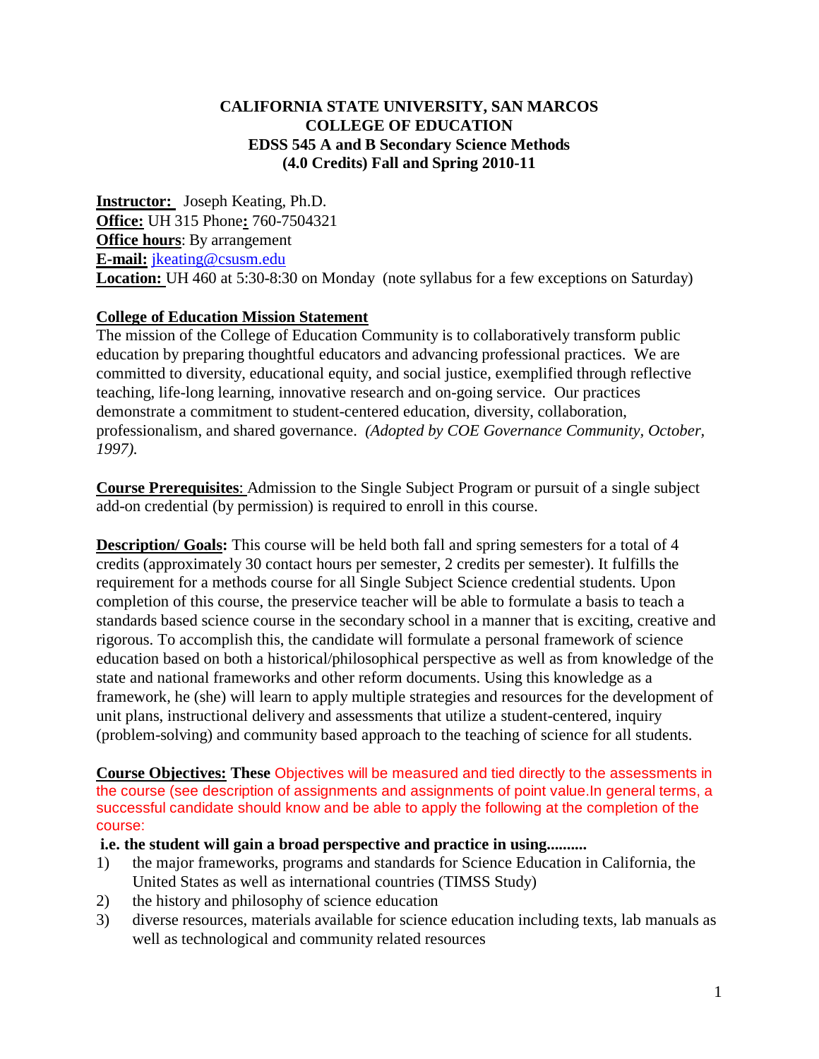**CALIFORNIA STATE UNIVERSITY, SAN MARCOS**
**COLLEGE OF EDUCATION**
**EDSS 545 A and B Secondary Science Methods**
**(4.0 Credits) Fall and Spring 2010-11**

**Instructor:** Joseph Keating, Ph.D.
**Office:** UH 315 Phone**:** 760-7504321
**Office hours**: By arrangement
**E-mail:** jkeating@csusm.edu
**Location:** UH 460 at 5:30-8:30 on Monday (note syllabus for a few exceptions on Saturday)

**College of Education Mission Statement**

The mission of the College of Education Community is to collaboratively transform public education by preparing thoughtful educators and advancing professional practices. We are committed to diversity, educational equity, and social justice, exemplified through reflective teaching, life-long learning, innovative research and on-going service. Our practices demonstrate a commitment to student-centered education, diversity, collaboration, professionalism, and shared governance. *(Adopted by COE Governance Community, October, 1997).*

**Course Prerequisites**: Admission to the Single Subject Program or pursuit of a single subject add-on credential (by permission) is required to enroll in this course.

**Description/ Goals:** This course will be held both fall and spring semesters for a total of 4 credits (approximately 30 contact hours per semester, 2 credits per semester). It fulfills the requirement for a methods course for all Single Subject Science credential students. Upon completion of this course, the preservice teacher will be able to formulate a basis to teach a standards based science course in the secondary school in a manner that is exciting, creative and rigorous. To accomplish this, the candidate will formulate a personal framework of science education based on both a historical/philosophical perspective as well as from knowledge of the state and national frameworks and other reform documents. Using this knowledge as a framework, he (she) will learn to apply multiple strategies and resources for the development of unit plans, instructional delivery and assessments that utilize a student-centered, inquiry (problem-solving) and community based approach to the teaching of science for all students.

**Course Objectives: These** Objectives will be measured and tied directly to the assessments in the course (see description of assignments and assignments of point value.In general terms, a successful candidate should know and be able to apply the following at the completion of the course:

**i.e. the student will gain a broad perspective and practice in using..........**

1) the major frameworks, programs and standards for Science Education in California, the United States as well as international countries (TIMSS Study)
2) the history and philosophy of science education
3) diverse resources, materials available for science education including texts, lab manuals as well as technological and community related resources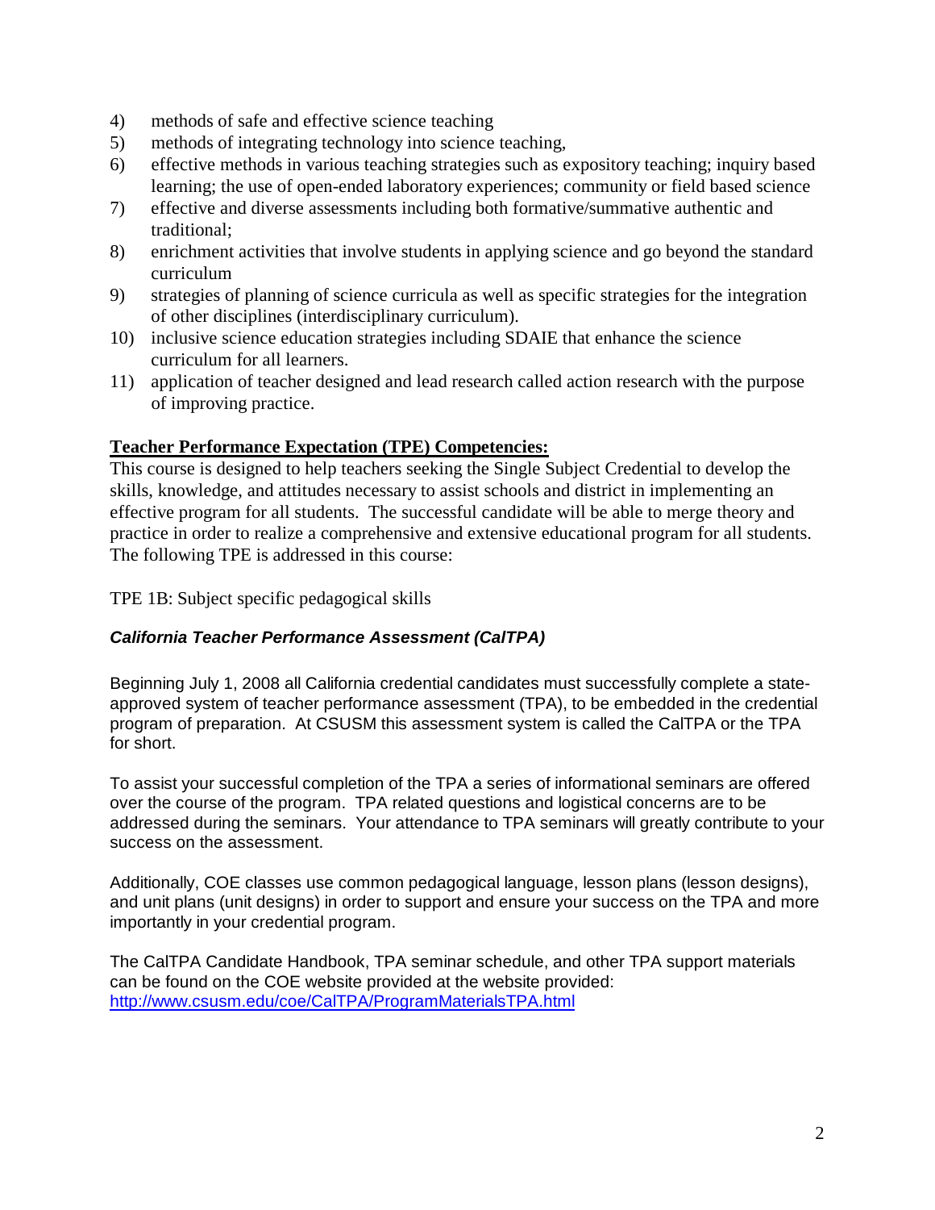4) methods of safe and effective science teaching
5) methods of integrating technology into science teaching,
6) effective methods in various teaching strategies such as expository teaching; inquiry based learning; the use of open-ended laboratory experiences; community or field based science
7) effective and diverse assessments including both formative/summative authentic and traditional;
8) enrichment activities that involve students in applying science and go beyond the standard curriculum
9) strategies of planning of science curricula as well as specific strategies for the integration of other disciplines (interdisciplinary curriculum).
10) inclusive science education strategies including SDAIE that enhance the science curriculum for all learners.
11) application of teacher designed and lead research called action research with the purpose of improving practice.

**Teacher Performance Expectation (TPE) Competencies:**

This course is designed to help teachers seeking the Single Subject Credential to develop the skills, knowledge, and attitudes necessary to assist schools and district in implementing an effective program for all students. The successful candidate will be able to merge theory and practice in order to realize a comprehensive and extensive educational program for all students. The following TPE is addressed in this course:

TPE 1B: Subject specific pedagogical skills

***California Teacher Performance Assessment (CalTPA)***

Beginning July 1, 2008 all California credential candidates must successfully complete a state-approved system of teacher performance assessment (TPA), to be embedded in the credential program of preparation. At CSUSM this assessment system is called the CalTPA or the TPA for short.

To assist your successful completion of the TPA a series of informational seminars are offered over the course of the program. TPA related questions and logistical concerns are to be addressed during the seminars. Your attendance to TPA seminars will greatly contribute to your success on the assessment.

Additionally, COE classes use common pedagogical language, lesson plans (lesson designs), and unit plans (unit designs) in order to support and ensure your success on the TPA and more importantly in your credential program.

The CalTPA Candidate Handbook, TPA seminar schedule, and other TPA support materials can be found on the COE website provided at the website provided:
http://www.csusm.edu/coe/CalTPA/ProgramMaterialsTPA.html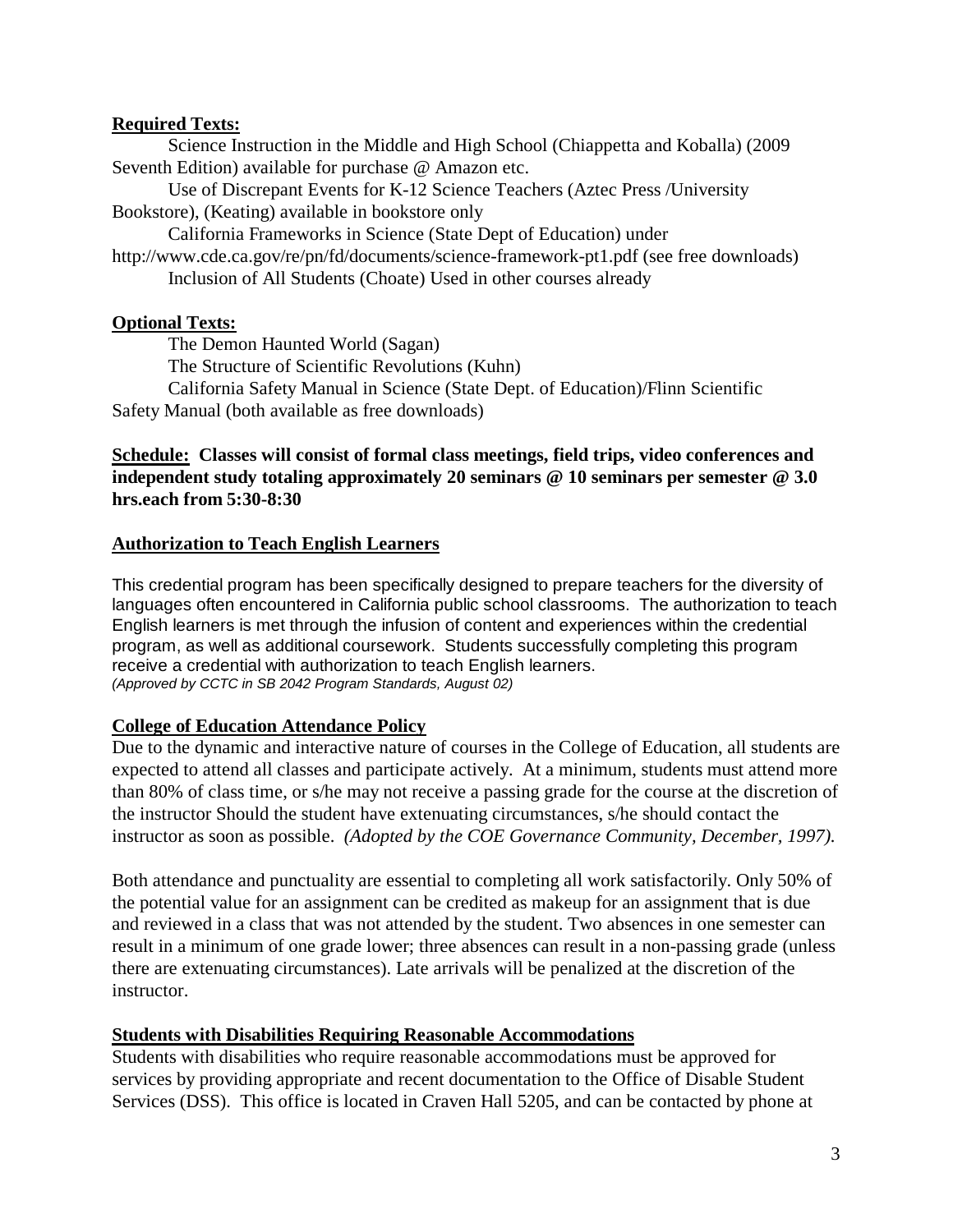**Required Texts:**

Science Instruction in the Middle and High School (Chiappetta and Koballa) (2009 Seventh Edition) available for purchase @ Amazon etc.

Use of Discrepant Events for K-12 Science Teachers (Aztec Press /University Bookstore), (Keating) available in bookstore only

California Frameworks in Science (State Dept of Education) under http://www.cde.ca.gov/re/pn/fd/documents/science-framework-pt1.pdf (see free downloads)

Inclusion of All Students (Choate) Used in other courses already

**Optional Texts:**

The Demon Haunted World (Sagan)

The Structure of Scientific Revolutions (Kuhn)

California Safety Manual in Science (State Dept. of Education)/Flinn Scientific Safety Manual (both available as free downloads)

**Schedule: Classes will consist of formal class meetings, field trips, video conferences and independent study totaling approximately 20 seminars @ 10 seminars per semester @ 3.0 hrs.each from 5:30-8:30**

**Authorization to Teach English Learners**

This credential program has been specifically designed to prepare teachers for the diversity of languages often encountered in California public school classrooms. The authorization to teach English learners is met through the infusion of content and experiences within the credential program, as well as additional coursework. Students successfully completing this program receive a credential with authorization to teach English learners.
*(Approved by CCTC in SB 2042 Program Standards, August 02)*

**College of Education Attendance Policy**

Due to the dynamic and interactive nature of courses in the College of Education, all students are expected to attend all classes and participate actively. At a minimum, students must attend more than 80% of class time, or s/he may not receive a passing grade for the course at the discretion of the instructor Should the student have extenuating circumstances, s/he should contact the instructor as soon as possible. *(Adopted by the COE Governance Community, December, 1997).*

Both attendance and punctuality are essential to completing all work satisfactorily. Only 50% of the potential value for an assignment can be credited as makeup for an assignment that is due and reviewed in a class that was not attended by the student. Two absences in one semester can result in a minimum of one grade lower; three absences can result in a non-passing grade (unless there are extenuating circumstances). Late arrivals will be penalized at the discretion of the instructor.

**Students with Disabilities Requiring Reasonable Accommodations**

Students with disabilities who require reasonable accommodations must be approved for services by providing appropriate and recent documentation to the Office of Disable Student Services (DSS). This office is located in Craven Hall 5205, and can be contacted by phone at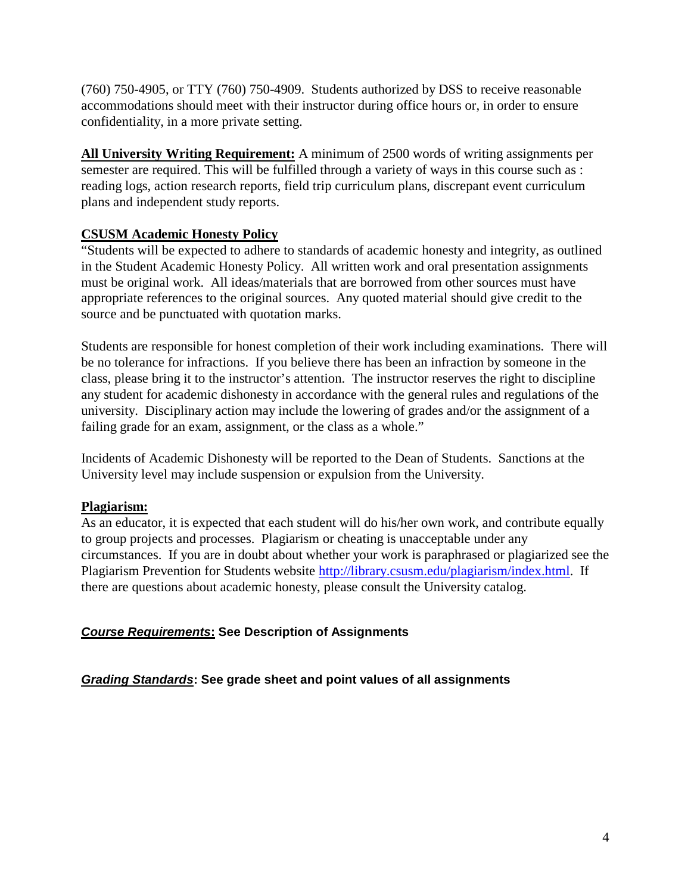(760) 750-4905, or TTY (760) 750-4909. Students authorized by DSS to receive reasonable accommodations should meet with their instructor during office hours or, in order to ensure confidentiality, in a more private setting.

**All University Writing Requirement:** A minimum of 2500 words of writing assignments per semester are required. This will be fulfilled through a variety of ways in this course such as : reading logs, action research reports, field trip curriculum plans, discrepant event curriculum plans and independent study reports.

**CSUSM Academic Honesty Policy**

"Students will be expected to adhere to standards of academic honesty and integrity, as outlined in the Student Academic Honesty Policy. All written work and oral presentation assignments must be original work. All ideas/materials that are borrowed from other sources must have appropriate references to the original sources. Any quoted material should give credit to the source and be punctuated with quotation marks.

Students are responsible for honest completion of their work including examinations. There will be no tolerance for infractions. If you believe there has been an infraction by someone in the class, please bring it to the instructor's attention. The instructor reserves the right to discipline any student for academic dishonesty in accordance with the general rules and regulations of the university. Disciplinary action may include the lowering of grades and/or the assignment of a failing grade for an exam, assignment, or the class as a whole."

Incidents of Academic Dishonesty will be reported to the Dean of Students. Sanctions at the University level may include suspension or expulsion from the University.

**Plagiarism:**

As an educator, it is expected that each student will do his/her own work, and contribute equally to group projects and processes. Plagiarism or cheating is unacceptable under any circumstances. If you are in doubt about whether your work is paraphrased or plagiarized see the Plagiarism Prevention for Students website http://library.csusm.edu/plagiarism/index.html. If there are questions about academic honesty, please consult the University catalog.

***Course Requirements*: See Description of Assignments**

***Grading Standards*: See grade sheet and point values of all assignments**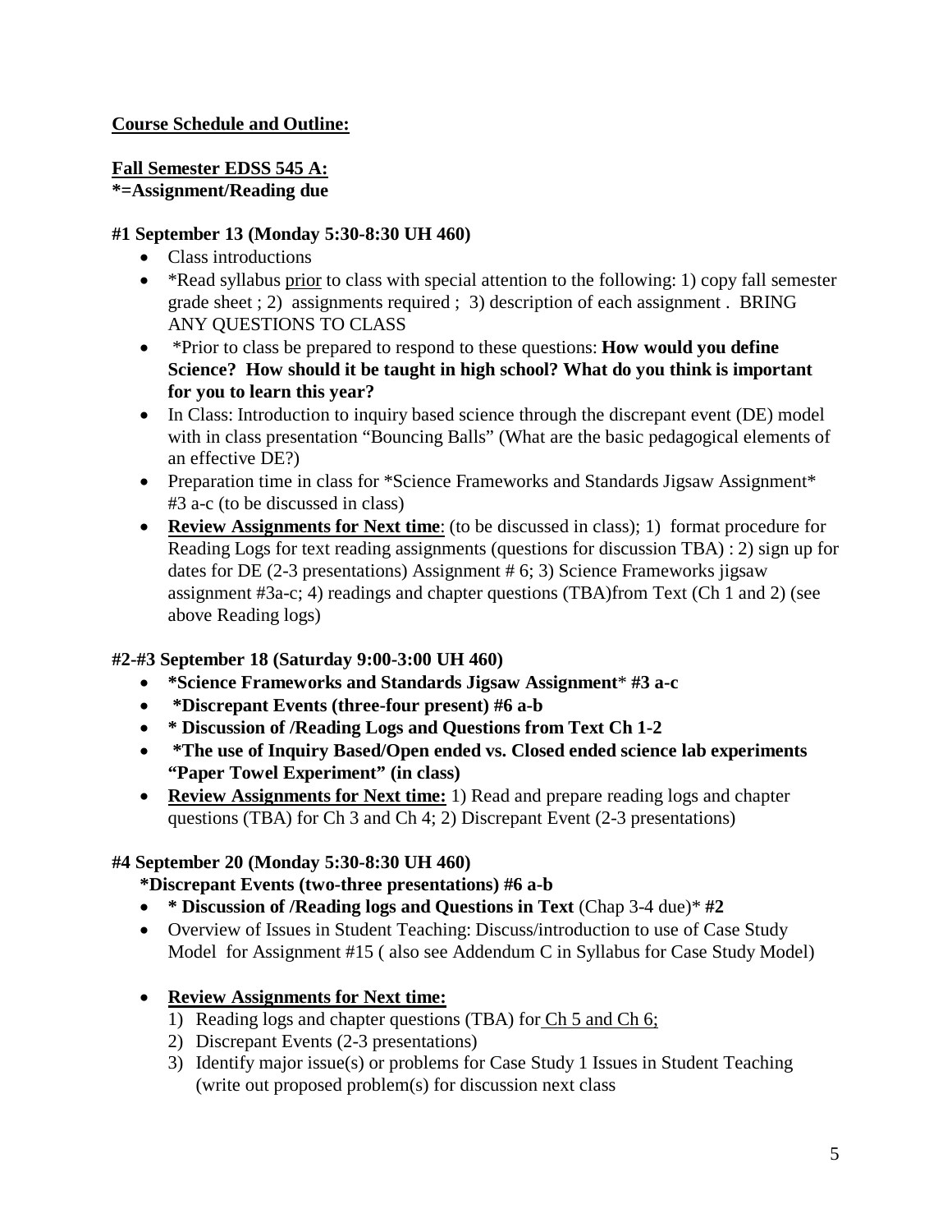**<u>Course Schedule and Outline:</u>**

**<u>Fall Semester EDSS 545 A:</u>**
***=Assignment/Reading due**

**#1 September 13 (Monday 5:30-8:30 UH 460)**

- Class introductions
- *Read syllabus <u>prior</u> to class with special attention to the following: 1) copy fall semester grade sheet ; 2) assignments required ; 3) description of each assignment . BRING ANY QUESTIONS TO CLASS
- *Prior to class be prepared to respond to these questions: **How would you define Science? How should it be taught in high school? What do you think is important for you to learn this year?**
- In Class: Introduction to inquiry based science through the discrepant event (DE) model with in class presentation "Bouncing Balls" (What are the basic pedagogical elements of an effective DE?)
- Preparation time in class for *Science Frameworks and Standards Jigsaw Assignment* #3 a-c (to be discussed in class)
- **<u>Review Assignments for Next time</u>**: (to be discussed in class); 1) format procedure for Reading Logs for text reading assignments (questions for discussion TBA) : 2) sign up for dates for DE (2-3 presentations) Assignment # 6; 3) Science Frameworks jigsaw assignment #3a-c; 4) readings and chapter questions (TBA)from Text (Ch 1 and 2) (see above Reading logs)

**#2-#3 September 18 (Saturday 9:00-3:00 UH 460)**

- ***Science Frameworks and Standards Jigsaw Assignment*** * **#3 a-c**
- ***Discrepant Events (three-four present) #6 a-b**
- *** Discussion of /Reading Logs and Questions from Text Ch 1-2**
- ***The use of Inquiry Based/Open ended vs. Closed ended science lab experiments "Paper Towel Experiment" (in class)**
- **<u>Review Assignments for Next time:</u>** 1) Read and prepare reading logs and chapter questions (TBA) for Ch 3 and Ch 4; 2) Discrepant Event (2-3 presentations)

**#4 September 20 (Monday 5:30-8:30 UH 460)**

***Discrepant Events (two-three presentations) #6 a-b**

- *** Discussion of /Reading logs and Questions in Text** (Chap 3-4 due)* **#2**
- Overview of Issues in Student Teaching: Discuss/introduction to use of Case Study Model for Assignment #15 ( also see Addendum C in Syllabus for Case Study Model)
- **<u>Review Assignments for Next time:</u>**
  1) Reading logs and chapter questions (TBA) for <u>Ch 5 and Ch 6;</u>
  2) Discrepant Events (2-3 presentations)
  3) Identify major issue(s) or problems for Case Study 1 Issues in Student Teaching (write out proposed problem(s) for discussion next class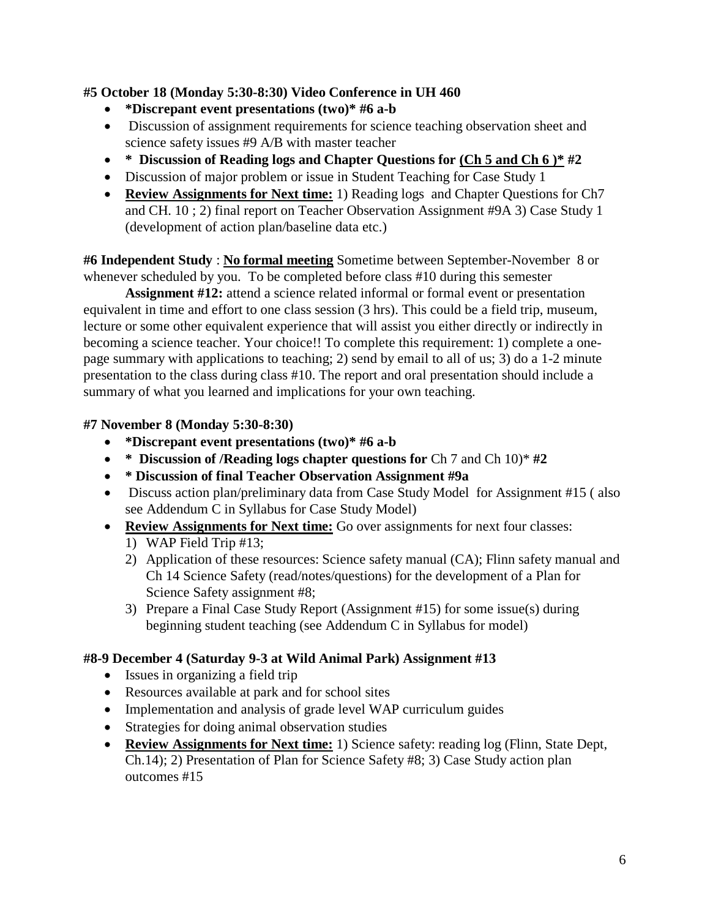**#5 October 18 (Monday 5:30-8:30) Video Conference in UH 460**

- **\*Discrepant event presentations (two)\* #6 a-b**
- Discussion of assignment requirements for science teaching observation sheet and science safety issues #9 A/B with master teacher
- **\* Discussion of Reading logs and Chapter Questions for <u>(Ch 5 and Ch 6 )\*</u> #2**
- Discussion of major problem or issue in Student Teaching for Case Study 1
- **<u>Review Assignments for Next time:</u>** 1) Reading logs and Chapter Questions for Ch7 and CH. 10 ; 2) final report on Teacher Observation Assignment #9A 3) Case Study 1 (development of action plan/baseline data etc.)

**#6 Independent Study** : **<u>No formal meeting</u>** Sometime between September-November 8 or whenever scheduled by you. To be completed before class #10 during this semester

**Assignment #12:** attend a science related informal or formal event or presentation equivalent in time and effort to one class session (3 hrs). This could be a field trip, museum, lecture or some other equivalent experience that will assist you either directly or indirectly in becoming a science teacher. Your choice!! To complete this requirement: 1) complete a one-page summary with applications to teaching; 2) send by email to all of us; 3) do a 1-2 minute presentation to the class during class #10. The report and oral presentation should include a summary of what you learned and implications for your own teaching.

**#7 November 8 (Monday 5:30-8:30)**

- **\*Discrepant event presentations (two)\* #6 a-b**
- **\* Discussion of /Reading logs chapter questions for** Ch 7 and Ch 10)\* **#2**
- **\* Discussion of final Teacher Observation Assignment #9a**
- Discuss action plan/preliminary data from Case Study Model for Assignment #15 ( also see Addendum C in Syllabus for Case Study Model)
- **<u>Review Assignments for Next time:</u>** Go over assignments for next four classes:
  1) WAP Field Trip #13;
  2) Application of these resources: Science safety manual (CA); Flinn safety manual and Ch 14 Science Safety (read/notes/questions) for the development of a Plan for Science Safety assignment #8;
  3) Prepare a Final Case Study Report (Assignment #15) for some issue(s) during beginning student teaching (see Addendum C in Syllabus for model)

**#8-9 December 4 (Saturday 9-3 at Wild Animal Park) Assignment #13**

- Issues in organizing a field trip
- Resources available at park and for school sites
- Implementation and analysis of grade level WAP curriculum guides
- Strategies for doing animal observation studies
- **<u>Review Assignments for Next time:</u>** 1) Science safety: reading log (Flinn, State Dept, Ch.14); 2) Presentation of Plan for Science Safety #8; 3) Case Study action plan outcomes #15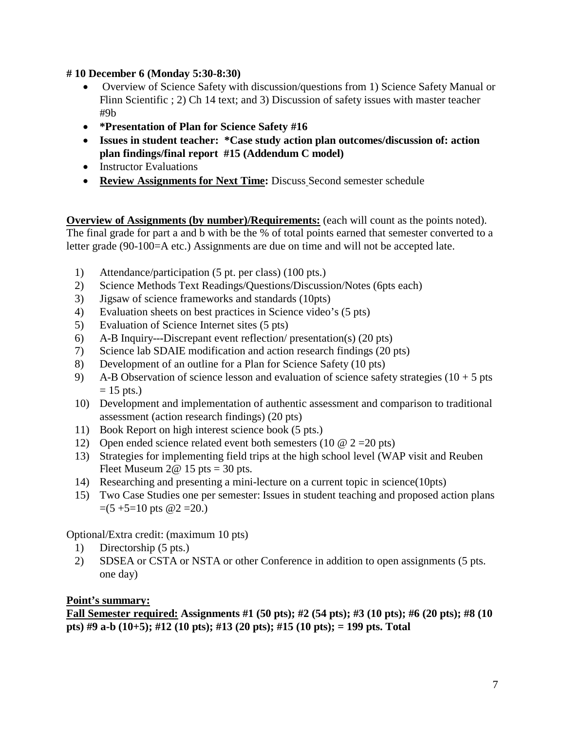**# 10 December 6 (Monday 5:30-8:30)**

- Overview of Science Safety with discussion/questions from 1) Science Safety Manual or Flinn Scientific ; 2) Ch 14 text; and 3) Discussion of safety issues with master teacher #9b
- **\*Presentation of Plan for Science Safety #16**
- **Issues in student teacher: \*Case study action plan outcomes/discussion of: action plan findings/final report #15 (Addendum C model)**
- Instructor Evaluations
- **<u>Review Assignments for Next Time:</u>** Discuss Second semester schedule

**<u>Overview of Assignments (by number)/Requirements:</u>** (each will count as the points noted). The final grade for part a and b with be the % of total points earned that semester converted to a letter grade (90-100=A etc.) Assignments are due on time and will not be accepted late.

1) Attendance/participation (5 pt. per class) (100 pts.)
2) Science Methods Text Readings/Questions/Discussion/Notes (6pts each)
3) Jigsaw of science frameworks and standards (10pts)
4) Evaluation sheets on best practices in Science video's (5 pts)
5) Evaluation of Science Internet sites (5 pts)
6) A-B Inquiry---Discrepant event reflection/ presentation(s) (20 pts)
7) Science lab SDAIE modification and action research findings (20 pts)
8) Development of an outline for a Plan for Science Safety (10 pts)
9) A-B Observation of science lesson and evaluation of science safety strategies (10 + 5 pts = 15 pts.)
10) Development and implementation of authentic assessment and comparison to traditional assessment (action research findings) (20 pts)
11) Book Report on high interest science book (5 pts.)
12) Open ended science related event both semesters (10 @ 2 =20 pts)
13) Strategies for implementing field trips at the high school level (WAP visit and Reuben Fleet Museum 2@ 15 pts = 30 pts.
14) Researching and presenting a mini-lecture on a current topic in science(10pts)
15) Two Case Studies one per semester: Issues in student teaching and proposed action plans =(5 +5=10 pts @2 =20.)

Optional/Extra credit: (maximum 10 pts)

1) Directorship (5 pts.)
2) SDSEA or CSTA or NSTA or other Conference in addition to open assignments (5 pts. one day)

**<u>Point's summary:</u>**

**<u>Fall Semester required:</u> Assignments #1 (50 pts); #2 (54 pts); #3 (10 pts); #6 (20 pts); #8 (10 pts) #9 a-b (10+5); #12 (10 pts); #13 (20 pts); #15 (10 pts); = 199 pts. Total**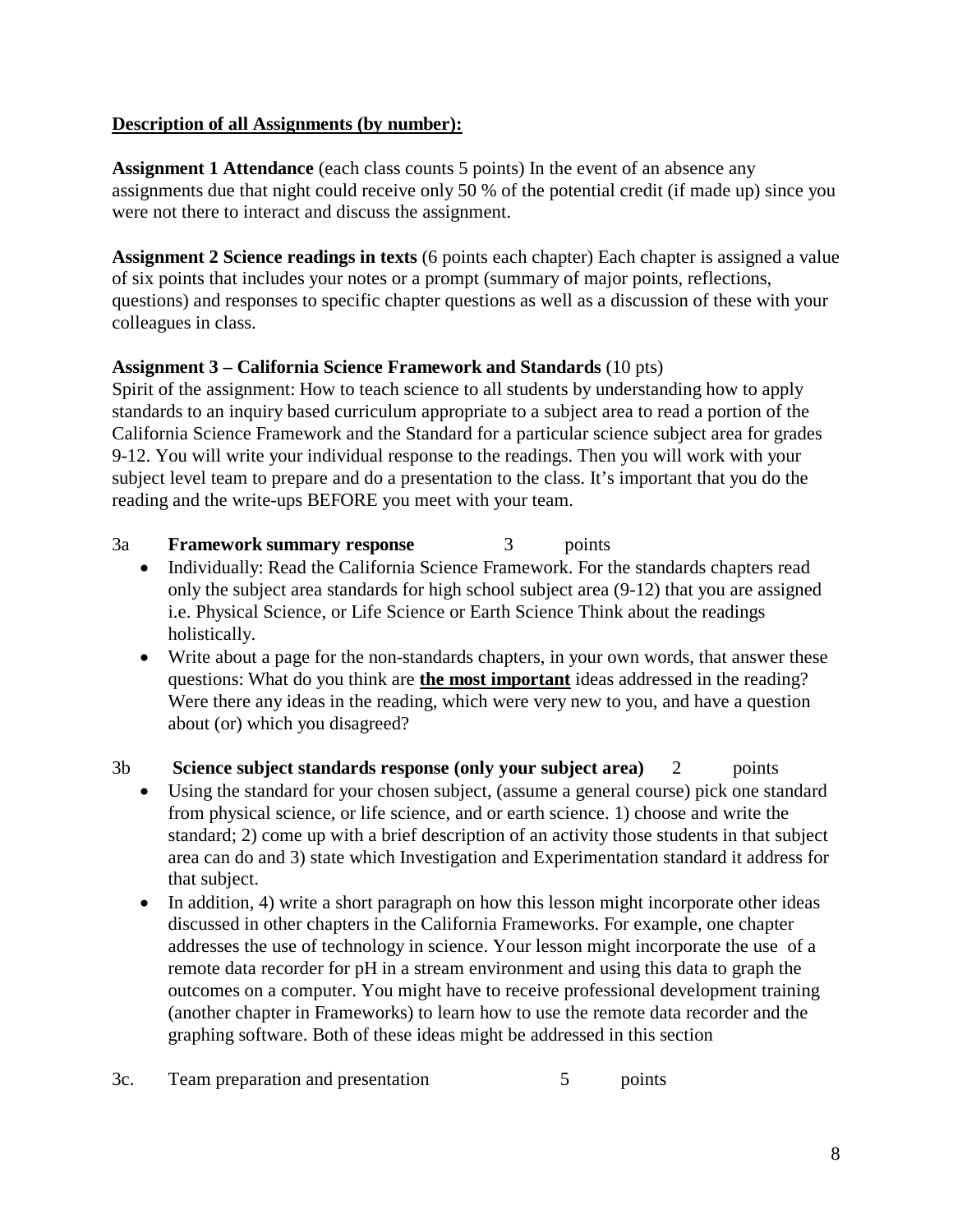**Description of all Assignments (by number):**

**Assignment 1 Attendance** (each class counts 5 points) In the event of an absence any assignments due that night could receive only 50 % of the potential credit (if made up) since you were not there to interact and discuss the assignment.

**Assignment 2 Science readings in texts** (6 points each chapter) Each chapter is assigned a value of six points that includes your notes or a prompt (summary of major points, reflections, questions) and responses to specific chapter questions as well as a discussion of these with your colleagues in class.

**Assignment 3 – California Science Framework and Standards** (10 pts)
Spirit of the assignment: How to teach science to all students by understanding how to apply standards to an inquiry based curriculum appropriate to a subject area to read a portion of the California Science Framework and the Standard for a particular science subject area for grades 9-12. You will write your individual response to the readings. Then you will work with your subject level team to prepare and do a presentation to the class. It's important that you do the reading and the write-ups BEFORE you meet with your team.

3a **Framework summary response** 3 points

- Individually: Read the California Science Framework. For the standards chapters read only the subject area standards for high school subject area (9-12) that you are assigned i.e. Physical Science, or Life Science or Earth Science Think about the readings holistically.
- Write about a page for the non-standards chapters, in your own words, that answer these questions: What do you think are **the most important** ideas addressed in the reading? Were there any ideas in the reading, which were very new to you, and have a question about (or) which you disagreed?

3b **Science subject standards response (only your subject area)** 2 points

- Using the standard for your chosen subject, (assume a general course) pick one standard from physical science, or life science, and or earth science. 1) choose and write the standard; 2) come up with a brief description of an activity those students in that subject area can do and 3) state which Investigation and Experimentation standard it address for that subject.
- In addition, 4) write a short paragraph on how this lesson might incorporate other ideas discussed in other chapters in the California Frameworks. For example, one chapter addresses the use of technology in science. Your lesson might incorporate the use of a remote data recorder for pH in a stream environment and using this data to graph the outcomes on a computer. You might have to receive professional development training (another chapter in Frameworks) to learn how to use the remote data recorder and the graphing software. Both of these ideas might be addressed in this section

3c. Team preparation and presentation 5 points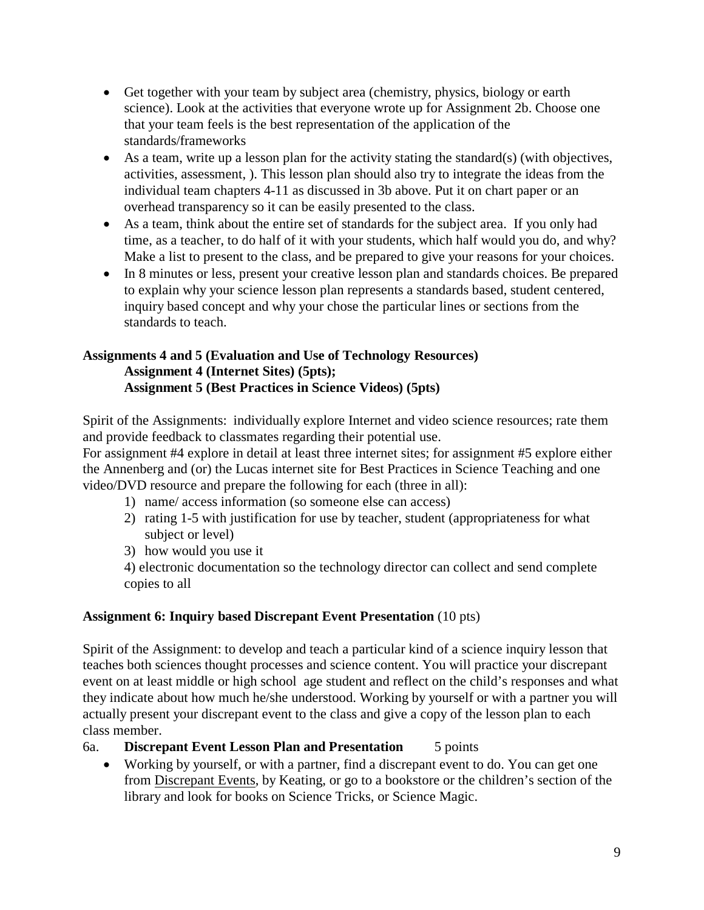- Get together with your team by subject area (chemistry, physics, biology or earth science). Look at the activities that everyone wrote up for Assignment 2b. Choose one that your team feels is the best representation of the application of the standards/frameworks
- As a team, write up a lesson plan for the activity stating the standard(s) (with objectives, activities, assessment, ). This lesson plan should also try to integrate the ideas from the individual team chapters 4-11 as discussed in 3b above. Put it on chart paper or an overhead transparency so it can be easily presented to the class.
- As a team, think about the entire set of standards for the subject area. If you only had time, as a teacher, to do half of it with your students, which half would you do, and why? Make a list to present to the class, and be prepared to give your reasons for your choices.
- In 8 minutes or less, present your creative lesson plan and standards choices. Be prepared to explain why your science lesson plan represents a standards based, student centered, inquiry based concept and why your chose the particular lines or sections from the standards to teach.

**Assignments 4 and 5 (Evaluation and Use of Technology Resources)**
**Assignment 4 (Internet Sites) (5pts);**
**Assignment 5 (Best Practices in Science Videos) (5pts)**

Spirit of the Assignments: individually explore Internet and video science resources; rate them and provide feedback to classmates regarding their potential use.
For assignment #4 explore in detail at least three internet sites; for assignment #5 explore either the Annenberg and (or) the Lucas internet site for Best Practices in Science Teaching and one video/DVD resource and prepare the following for each (three in all):

1) name/ access information (so someone else can access)
2) rating 1-5 with justification for use by teacher, student (appropriateness for what subject or level)
3) how would you use it
4) electronic documentation so the technology director can collect and send complete copies to all

**Assignment 6: Inquiry based Discrepant Event Presentation** (10 pts)

Spirit of the Assignment: to develop and teach a particular kind of a science inquiry lesson that teaches both sciences thought processes and science content. You will practice your discrepant event on at least middle or high school age student and reflect on the child's responses and what they indicate about how much he/she understood. Working by yourself or with a partner you will actually present your discrepant event to the class and give a copy of the lesson plan to each class member.

6a. **Discrepant Event Lesson Plan and Presentation** 5 points

- Working by yourself, or with a partner, find a discrepant event to do. You can get one from Discrepant Events, by Keating, or go to a bookstore or the children's section of the library and look for books on Science Tricks, or Science Magic.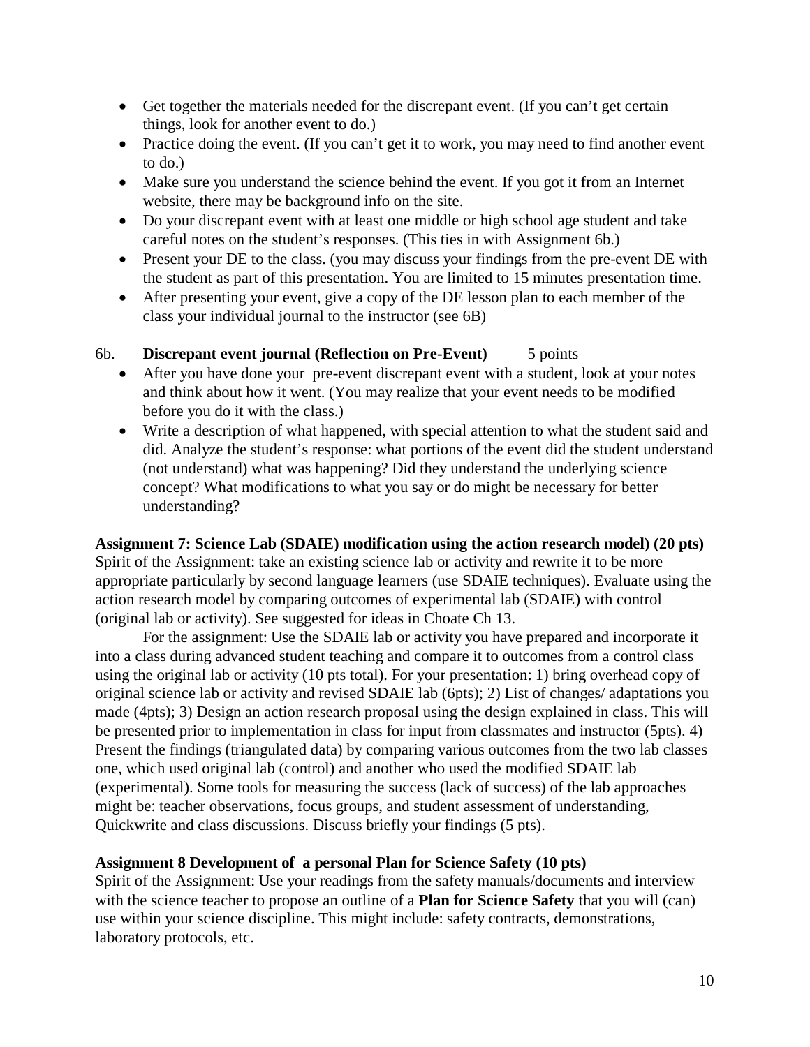- Get together the materials needed for the discrepant event. (If you can't get certain things, look for another event to do.)
- Practice doing the event. (If you can't get it to work, you may need to find another event to do.)
- Make sure you understand the science behind the event. If you got it from an Internet website, there may be background info on the site.
- Do your discrepant event with at least one middle or high school age student and take careful notes on the student's responses. (This ties in with Assignment 6b.)
- Present your DE to the class. (you may discuss your findings from the pre-event DE with the student as part of this presentation. You are limited to 15 minutes presentation time.
- After presenting your event, give a copy of the DE lesson plan to each member of the class your individual journal to the instructor (see 6B)

6b. **Discrepant event journal (Reflection on Pre-Event)** 5 points

- After you have done your pre-event discrepant event with a student, look at your notes and think about how it went. (You may realize that your event needs to be modified before you do it with the class.)
- Write a description of what happened, with special attention to what the student said and did. Analyze the student's response: what portions of the event did the student understand (not understand) what was happening? Did they understand the underlying science concept? What modifications to what you say or do might be necessary for better understanding?

**Assignment 7: Science Lab (SDAIE) modification using the action research model) (20 pts)**
Spirit of the Assignment: take an existing science lab or activity and rewrite it to be more appropriate particularly by second language learners (use SDAIE techniques). Evaluate using the action research model by comparing outcomes of experimental lab (SDAIE) with control (original lab or activity). See suggested for ideas in Choate Ch 13.

For the assignment: Use the SDAIE lab or activity you have prepared and incorporate it into a class during advanced student teaching and compare it to outcomes from a control class using the original lab or activity (10 pts total). For your presentation: 1) bring overhead copy of original science lab or activity and revised SDAIE lab (6pts); 2) List of changes/ adaptations you made (4pts); 3) Design an action research proposal using the design explained in class. This will be presented prior to implementation in class for input from classmates and instructor (5pts). 4) Present the findings (triangulated data) by comparing various outcomes from the two lab classes one, which used original lab (control) and another who used the modified SDAIE lab (experimental). Some tools for measuring the success (lack of success) of the lab approaches might be: teacher observations, focus groups, and student assessment of understanding, Quickwrite and class discussions. Discuss briefly your findings (5 pts).

**Assignment 8 Development of a personal Plan for Science Safety (10 pts)**
Spirit of the Assignment: Use your readings from the safety manuals/documents and interview with the science teacher to propose an outline of a **Plan for Science Safety** that you will (can) use within your science discipline. This might include: safety contracts, demonstrations, laboratory protocols, etc.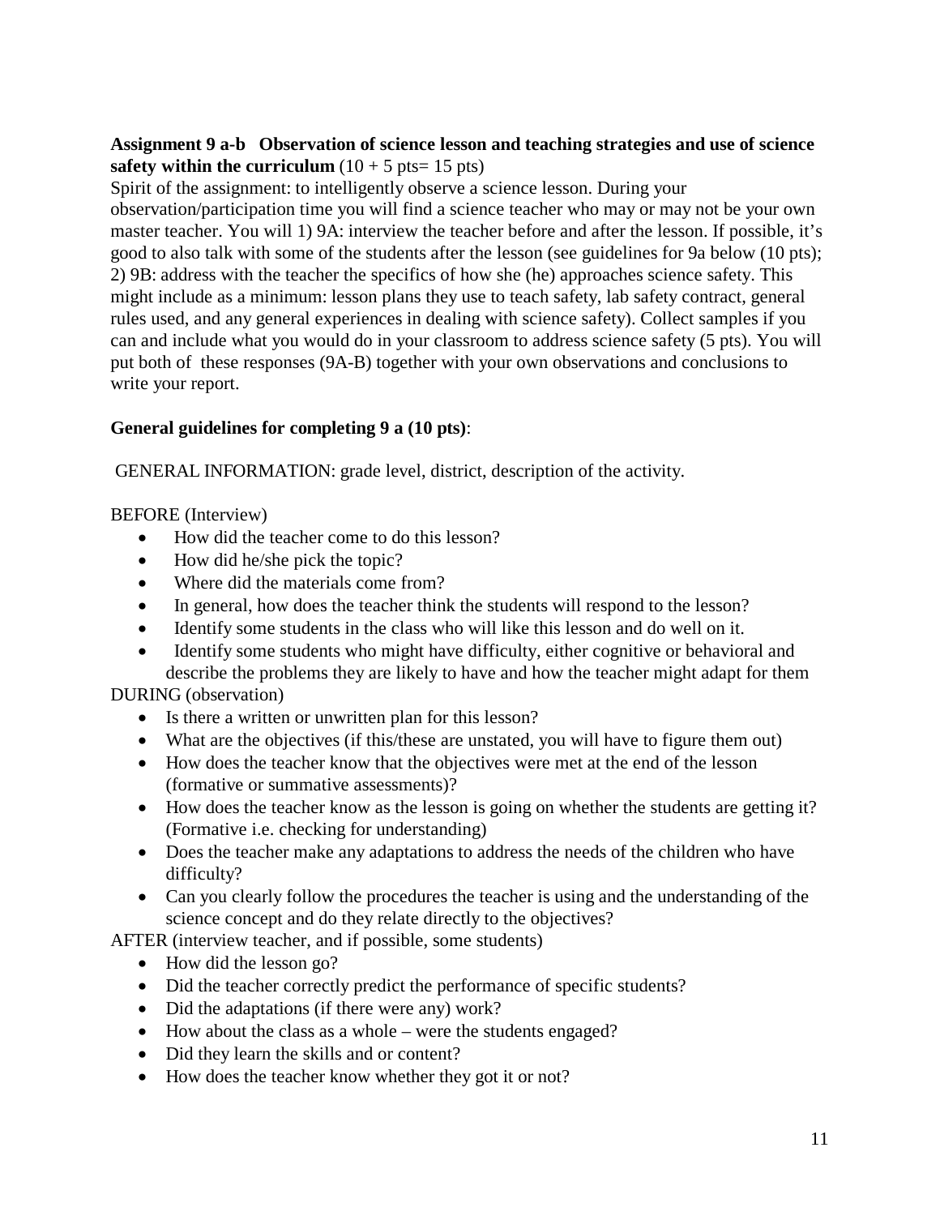**Assignment 9 a-b Observation of science lesson and teaching strategies and use of science safety within the curriculum** (10 + 5 pts= 15 pts)

Spirit of the assignment: to intelligently observe a science lesson. During your observation/participation time you will find a science teacher who may or may not be your own master teacher. You will 1) 9A: interview the teacher before and after the lesson. If possible, it's good to also talk with some of the students after the lesson (see guidelines for 9a below (10 pts); 2) 9B: address with the teacher the specifics of how she (he) approaches science safety. This might include as a minimum: lesson plans they use to teach safety, lab safety contract, general rules used, and any general experiences in dealing with science safety). Collect samples if you can and include what you would do in your classroom to address science safety (5 pts). You will put both of these responses (9A-B) together with your own observations and conclusions to write your report.

**General guidelines for completing 9 a (10 pts)**:

GENERAL INFORMATION: grade level, district, description of the activity.

BEFORE (Interview)

- How did the teacher come to do this lesson?
- How did he/she pick the topic?
- Where did the materials come from?
- In general, how does the teacher think the students will respond to the lesson?
- Identify some students in the class who will like this lesson and do well on it.
- Identify some students who might have difficulty, either cognitive or behavioral and describe the problems they are likely to have and how the teacher might adapt for them

DURING (observation)

- Is there a written or unwritten plan for this lesson?
- What are the objectives (if this/these are unstated, you will have to figure them out)
- How does the teacher know that the objectives were met at the end of the lesson (formative or summative assessments)?
- How does the teacher know as the lesson is going on whether the students are getting it? (Formative i.e. checking for understanding)
- Does the teacher make any adaptations to address the needs of the children who have difficulty?
- Can you clearly follow the procedures the teacher is using and the understanding of the science concept and do they relate directly to the objectives?

AFTER (interview teacher, and if possible, some students)

- How did the lesson go?
- Did the teacher correctly predict the performance of specific students?
- Did the adaptations (if there were any) work?
- How about the class as a whole – were the students engaged?
- Did they learn the skills and or content?
- How does the teacher know whether they got it or not?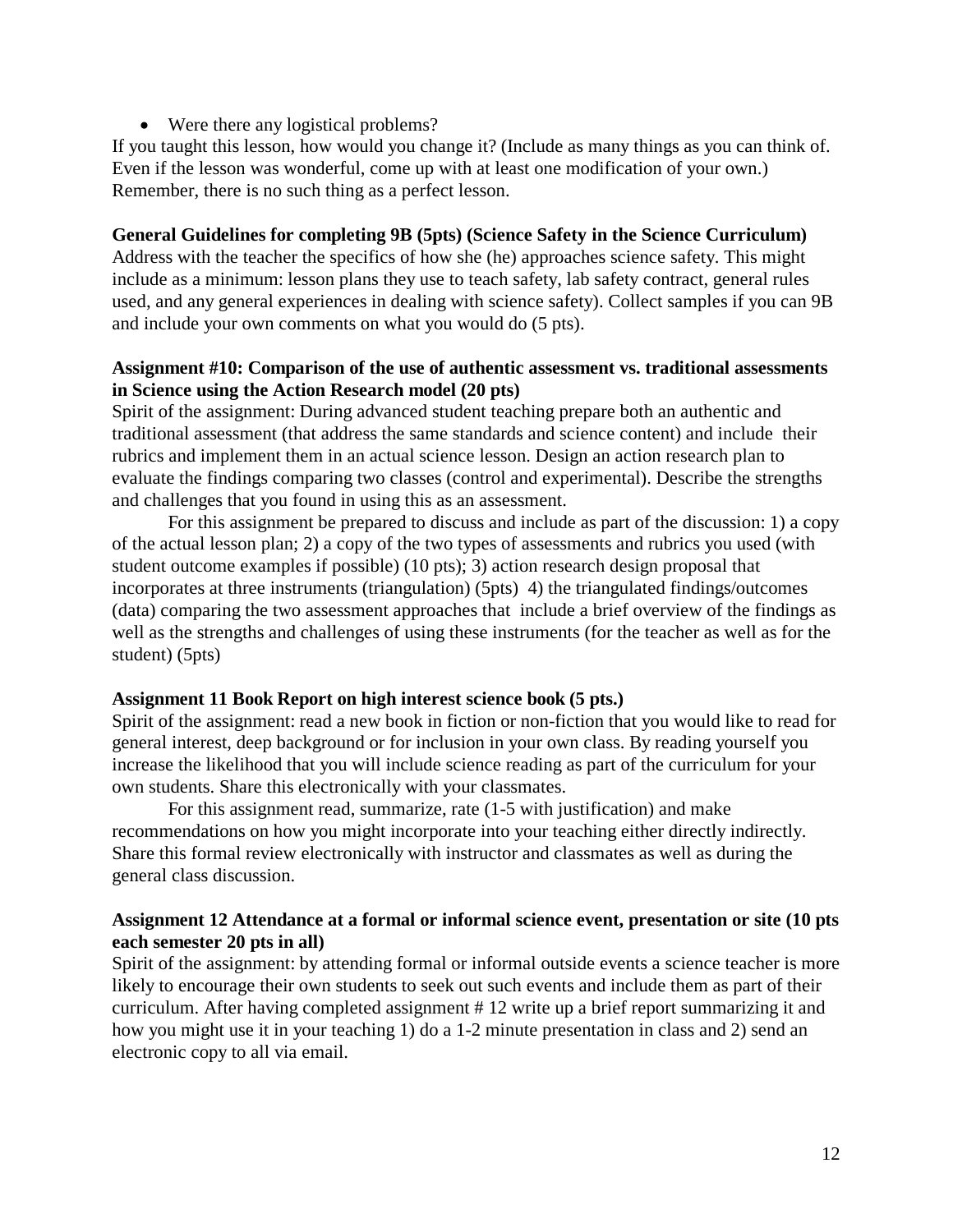- Were there any logistical problems?

If you taught this lesson, how would you change it? (Include as many things as you can think of. Even if the lesson was wonderful, come up with at least one modification of your own.) Remember, there is no such thing as a perfect lesson.

**General Guidelines for completing 9B (5pts) (Science Safety in the Science Curriculum)**

Address with the teacher the specifics of how she (he) approaches science safety. This might include as a minimum: lesson plans they use to teach safety, lab safety contract, general rules used, and any general experiences in dealing with science safety). Collect samples if you can 9B and include your own comments on what you would do (5 pts).

**Assignment #10: Comparison of the use of authentic assessment vs. traditional assessments in Science using the Action Research model (20 pts)**

Spirit of the assignment: During advanced student teaching prepare both an authentic and traditional assessment (that address the same standards and science content) and include their rubrics and implement them in an actual science lesson. Design an action research plan to evaluate the findings comparing two classes (control and experimental). Describe the strengths and challenges that you found in using this as an assessment.

For this assignment be prepared to discuss and include as part of the discussion: 1) a copy of the actual lesson plan; 2) a copy of the two types of assessments and rubrics you used (with student outcome examples if possible) (10 pts); 3) action research design proposal that incorporates at three instruments (triangulation) (5pts) 4) the triangulated findings/outcomes (data) comparing the two assessment approaches that include a brief overview of the findings as well as the strengths and challenges of using these instruments (for the teacher as well as for the student) (5pts)

**Assignment 11 Book Report on high interest science book (5 pts.)**

Spirit of the assignment: read a new book in fiction or non-fiction that you would like to read for general interest, deep background or for inclusion in your own class. By reading yourself you increase the likelihood that you will include science reading as part of the curriculum for your own students. Share this electronically with your classmates.

For this assignment read, summarize, rate (1-5 with justification) and make recommendations on how you might incorporate into your teaching either directly indirectly. Share this formal review electronically with instructor and classmates as well as during the general class discussion.

**Assignment 12 Attendance at a formal or informal science event, presentation or site (10 pts each semester 20 pts in all)**

Spirit of the assignment: by attending formal or informal outside events a science teacher is more likely to encourage their own students to seek out such events and include them as part of their curriculum. After having completed assignment # 12 write up a brief report summarizing it and how you might use it in your teaching 1) do a 1-2 minute presentation in class and 2) send an electronic copy to all via email.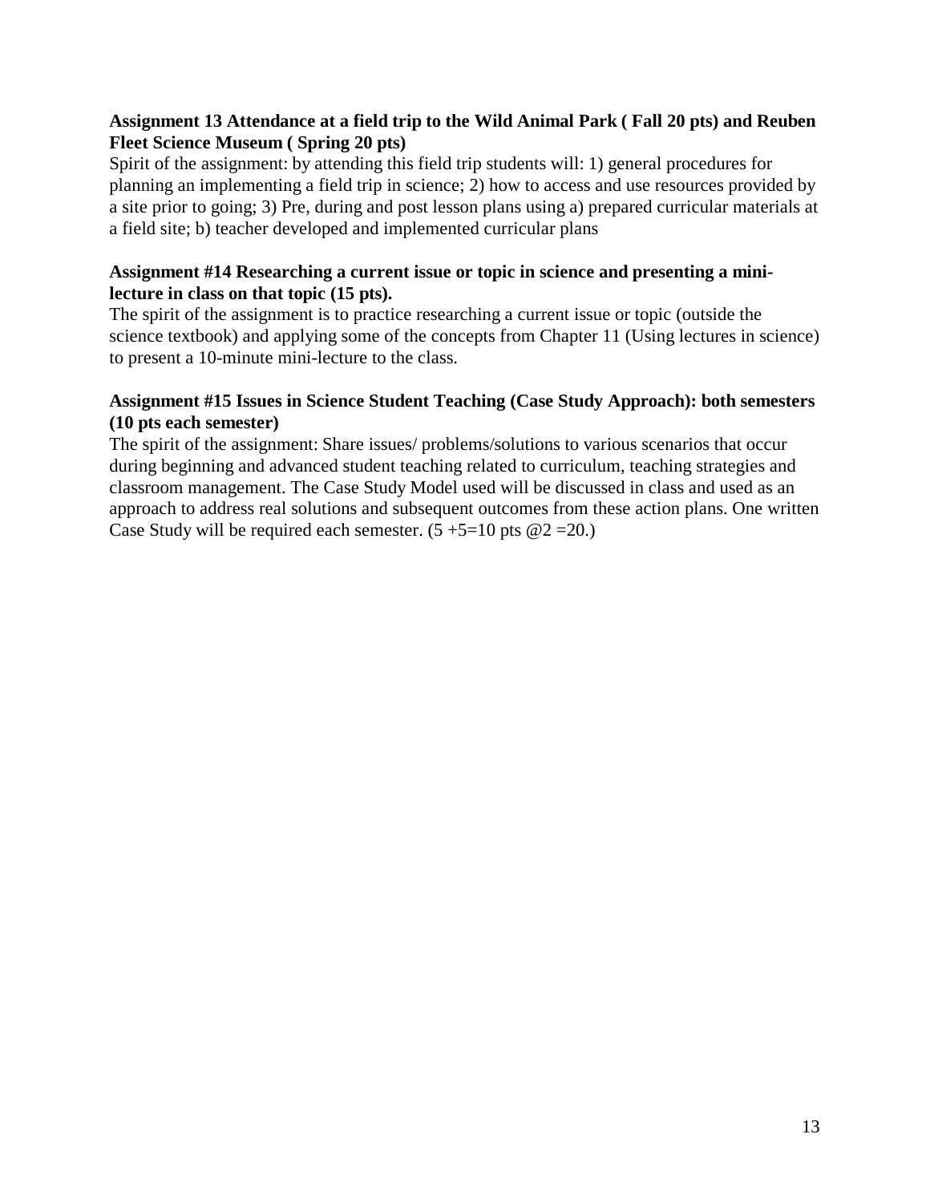**Assignment 13 Attendance at a field trip to the Wild Animal Park ( Fall 20 pts) and Reuben Fleet Science Museum ( Spring 20 pts)**

Spirit of the assignment: by attending this field trip students will: 1) general procedures for planning an implementing a field trip in science; 2) how to access and use resources provided by a site prior to going; 3) Pre, during and post lesson plans using a) prepared curricular materials at a field site; b) teacher developed and implemented curricular plans

**Assignment #14 Researching a current issue or topic in science and presenting a mini-lecture in class on that topic (15 pts).**

The spirit of the assignment is to practice researching a current issue or topic (outside the science textbook) and applying some of the concepts from Chapter 11 (Using lectures in science) to present a 10-minute mini-lecture to the class.

**Assignment #15 Issues in Science Student Teaching (Case Study Approach): both semesters (10 pts each semester)**

The spirit of the assignment: Share issues/ problems/solutions to various scenarios that occur during beginning and advanced student teaching related to curriculum, teaching strategies and classroom management. The Case Study Model used will be discussed in class and used as an approach to address real solutions and subsequent outcomes from these action plans. One written Case Study will be required each semester. (5 +5=10 pts @2 =20.)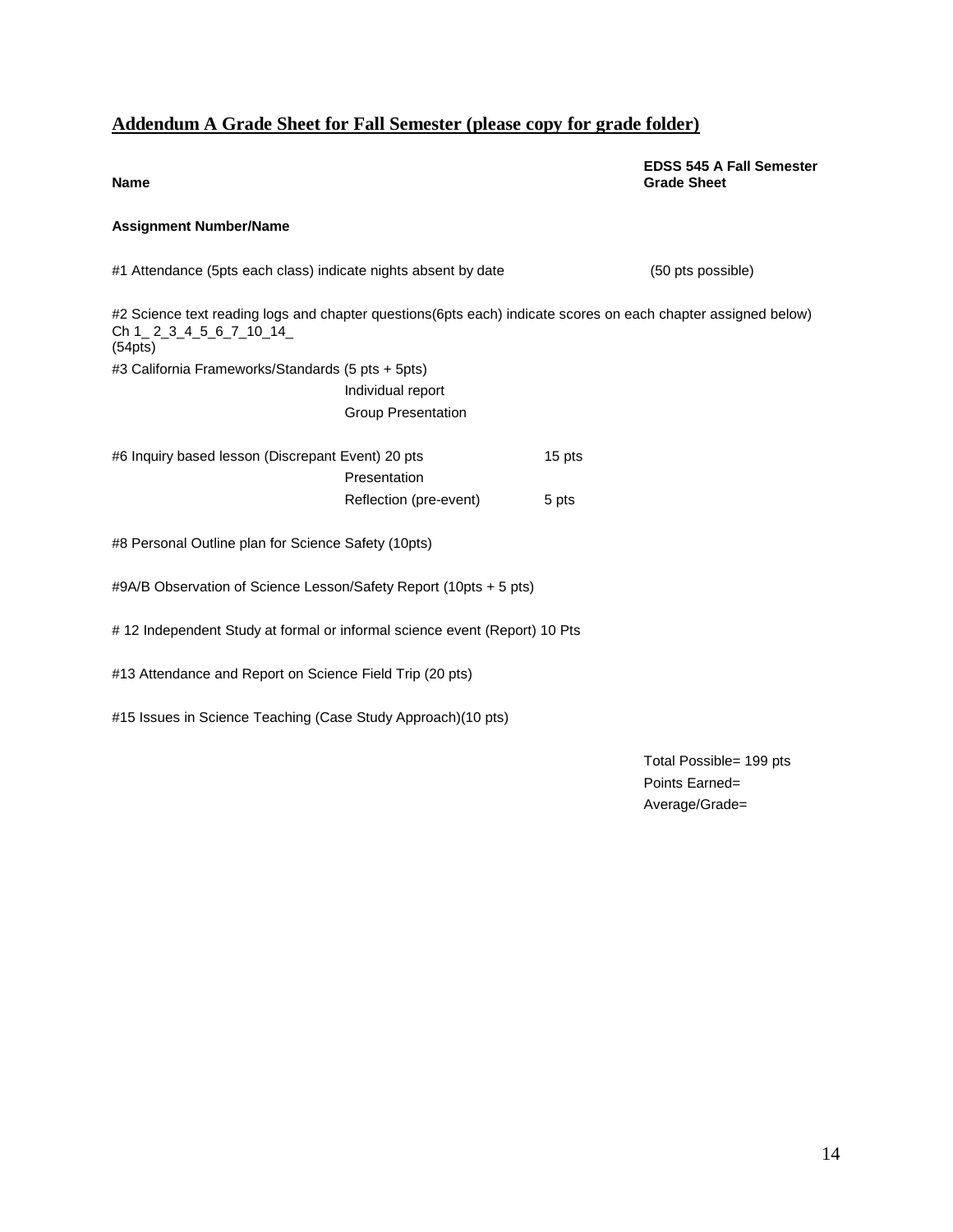## Addendum A Grade Sheet for Fall Semester (please copy for grade folder)

**Name**

**EDSS 545 A Fall Semester Grade Sheet**

**Assignment Number/Name**

#1 Attendance (5pts each class) indicate nights absent by date (50 pts possible)

#2 Science text reading logs and chapter questions(6pts each) indicate scores on each chapter assigned below)
Ch 1_ 2_3_4_5_6_7_10_14_
(54pts)

#3 California Frameworks/Standards (5 pts + 5pts)
Individual report
Group Presentation

#6 Inquiry based lesson (Discrepant Event) 20 pts
Presentation 15 pts
Reflection (pre-event) 5 pts

#8 Personal Outline plan for Science Safety (10pts)

#9A/B Observation of Science Lesson/Safety Report (10pts + 5 pts)

# 12 Independent Study at formal or informal science event (Report) 10 Pts

#13 Attendance and Report on Science Field Trip (20 pts)

#15 Issues in Science Teaching (Case Study Approach)(10 pts)

Total Possible= 199 pts
Points Earned=
Average/Grade=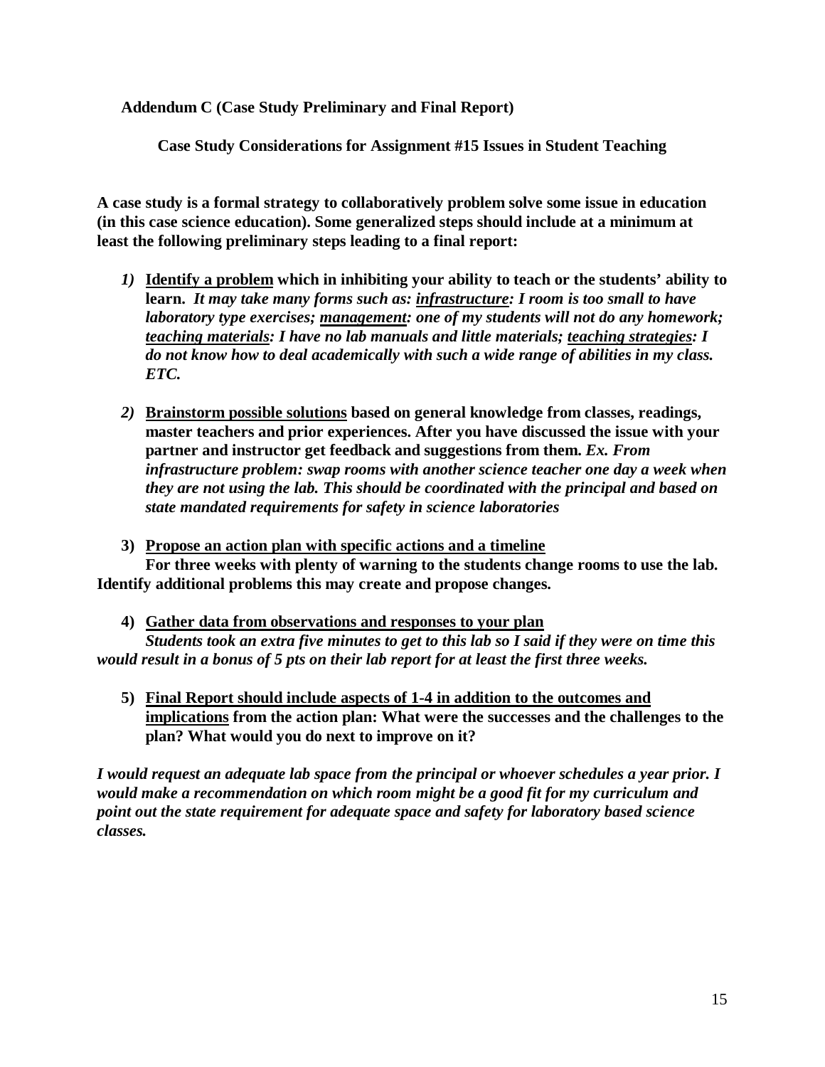**Addendum C (Case Study Preliminary and Final Report)**

**Case Study Considerations for Assignment #15 Issues in Student Teaching**

**A case study is a formal strategy to collaboratively problem solve some issue in education (in this case science education). Some generalized steps should include at a minimum at least the following preliminary steps leading to a final report:**

1) **<u>Identify a problem</u> which in inhibiting your ability to teach or the students' ability to learn.** ***It may take many forms such as: <u>infrastructure</u>: I room is too small to have laboratory type exercises; <u>management</u>: one of my students will not do any homework; <u>teaching materials</u>: I have no lab manuals and little materials; <u>teaching strategies</u>: I do not know how to deal academically with such a wide range of abilities in my class. ETC.***

2) **<u>Brainstorm possible solutions</u> based on general knowledge from classes, readings, master teachers and prior experiences. After you have discussed the issue with your partner and instructor get feedback and suggestions from them.** ***Ex. From infrastructure problem: swap rooms with another science teacher one day a week when they are not using the lab. This should be coordinated with the principal and based on state mandated requirements for safety in science laboratories***

3) **<u>Propose an action plan with specific actions and a timeline</u>**
   **For three weeks with plenty of warning to the students change rooms to use the lab. Identify additional problems this may create and propose changes.**

4) **<u>Gather data from observations and responses to your plan</u>**
   ***Students took an extra five minutes to get to this lab so I said if they were on time this would result in a bonus of 5 pts on their lab report for at least the first three weeks.***

5) **<u>Final Report should include aspects of 1-4 in addition to the outcomes and implications</u> from the action plan: What were the successes and the challenges to the plan? What would you do next to improve on it?**

***I would request an adequate lab space from the principal or whoever schedules a year prior. I would make a recommendation on which room might be a good fit for my curriculum and point out the state requirement for adequate space and safety for laboratory based science classes.***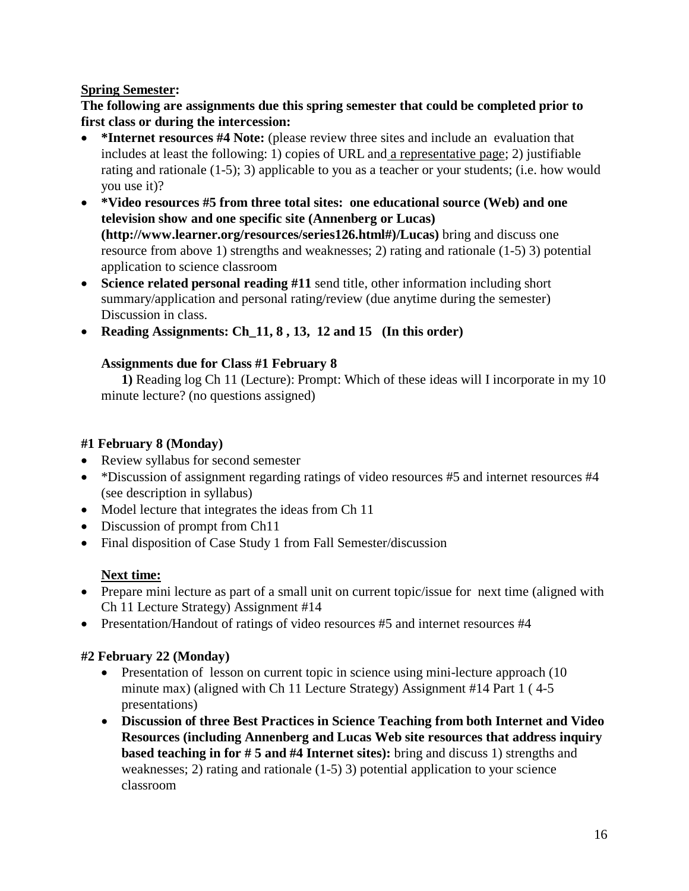**<u>Spring Semester</u>:**

**The following are assignments due this spring semester that could be completed prior to first class or during the intercession:**

- ***Internet resources #4 Note:** (please review three sites and include an evaluation that includes at least the following: 1) copies of URL and <u>a representative page</u>; 2) justifiable rating and rationale (1-5); 3) applicable to you as a teacher or your students; (i.e. how would you use it)?
- ***Video resources #5 from three total sites: one educational source (Web) and one television show and one specific site (Annenberg or Lucas) (http://www.learner.org/resources/series126.html#)/Lucas)** bring and discuss one resource from above 1) strengths and weaknesses; 2) rating and rationale (1-5) 3) potential application to science classroom
- **Science related personal reading #11** send title, other information including short summary/application and personal rating/review (due anytime during the semester) Discussion in class.
- **Reading Assignments: Ch_11, 8 , 13, 12 and 15 (In this order)**

**Assignments due for Class #1 February 8**

**1)** Reading log Ch 11 (Lecture): Prompt: Which of these ideas will I incorporate in my 10 minute lecture? (no questions assigned)

**#1 February 8 (Monday)**

- Review syllabus for second semester
- *Discussion of assignment regarding ratings of video resources #5 and internet resources #4 (see description in syllabus)
- Model lecture that integrates the ideas from Ch 11
- Discussion of prompt from Ch11
- Final disposition of Case Study 1 from Fall Semester/discussion

**<u>Next time:</u>**

- Prepare mini lecture as part of a small unit on current topic/issue for next time (aligned with Ch 11 Lecture Strategy) Assignment #14
- Presentation/Handout of ratings of video resources #5 and internet resources #4

**#2 February 22 (Monday)**

- Presentation of lesson on current topic in science using mini-lecture approach (10 minute max) (aligned with Ch 11 Lecture Strategy) Assignment #14 Part 1 ( 4-5 presentations)
- **Discussion of three Best Practices in Science Teaching from both Internet and Video Resources (including Annenberg and Lucas Web site resources that address inquiry based teaching in for # 5 and #4 Internet sites):** bring and discuss 1) strengths and weaknesses; 2) rating and rationale (1-5) 3) potential application to your science classroom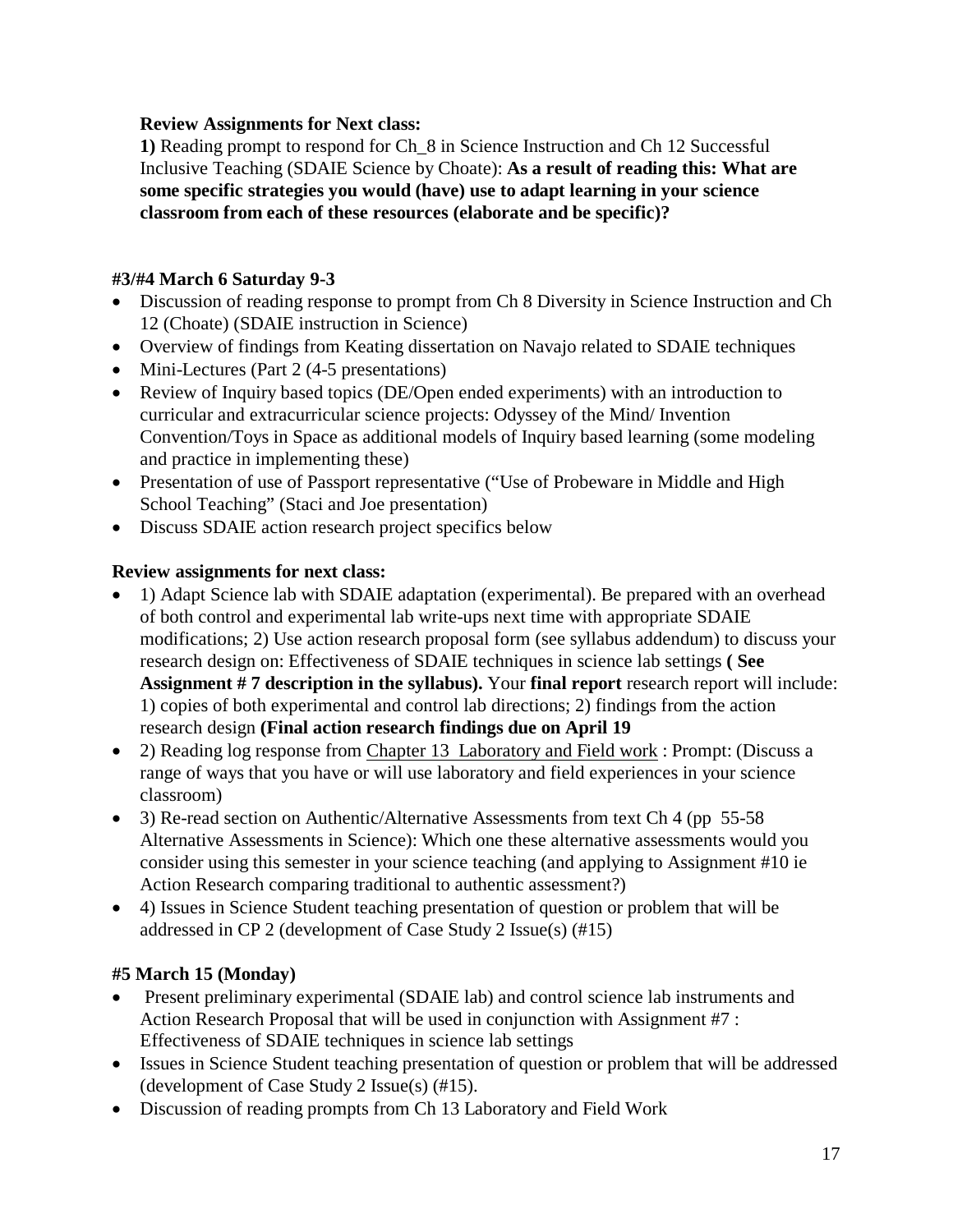**Review Assignments for Next class:**

**1)** Reading prompt to respond for Ch_8 in Science Instruction and Ch 12 Successful Inclusive Teaching (SDAIE Science by Choate): **As a result of reading this: What are some specific strategies you would (have) use to adapt learning in your science classroom from each of these resources (elaborate and be specific)?**

**#3/#4 March 6 Saturday 9-3**

- Discussion of reading response to prompt from Ch 8 Diversity in Science Instruction and Ch 12 (Choate) (SDAIE instruction in Science)
- Overview of findings from Keating dissertation on Navajo related to SDAIE techniques
- Mini-Lectures (Part 2 (4-5 presentations)
- Review of Inquiry based topics (DE/Open ended experiments) with an introduction to curricular and extracurricular science projects: Odyssey of the Mind/ Invention Convention/Toys in Space as additional models of Inquiry based learning (some modeling and practice in implementing these)
- Presentation of use of Passport representative ("Use of Probeware in Middle and High School Teaching" (Staci and Joe presentation)
- Discuss SDAIE action research project specifics below

**Review assignments for next class:**

- 1) Adapt Science lab with SDAIE adaptation (experimental). Be prepared with an overhead of both control and experimental lab write-ups next time with appropriate SDAIE modifications; 2) Use action research proposal form (see syllabus addendum) to discuss your research design on: Effectiveness of SDAIE techniques in science lab settings **( See Assignment # 7 description in the syllabus).** Your **final report** research report will include: 1) copies of both experimental and control lab directions; 2) findings from the action research design **(Final action research findings due on April 19**
- 2) Reading log response from <u>Chapter 13 Laboratory and Field work</u> : Prompt: (Discuss a range of ways that you have or will use laboratory and field experiences in your science classroom)
- 3) Re-read section on Authentic/Alternative Assessments from text Ch 4 (pp 55-58 Alternative Assessments in Science): Which one these alternative assessments would you consider using this semester in your science teaching (and applying to Assignment #10 ie Action Research comparing traditional to authentic assessment?)
- 4) Issues in Science Student teaching presentation of question or problem that will be addressed in CP 2 (development of Case Study 2 Issue(s) (#15)

**#5 March 15 (Monday)**

- Present preliminary experimental (SDAIE lab) and control science lab instruments and Action Research Proposal that will be used in conjunction with Assignment #7 : Effectiveness of SDAIE techniques in science lab settings
- Issues in Science Student teaching presentation of question or problem that will be addressed (development of Case Study 2 Issue(s) (#15).
- Discussion of reading prompts from Ch 13 Laboratory and Field Work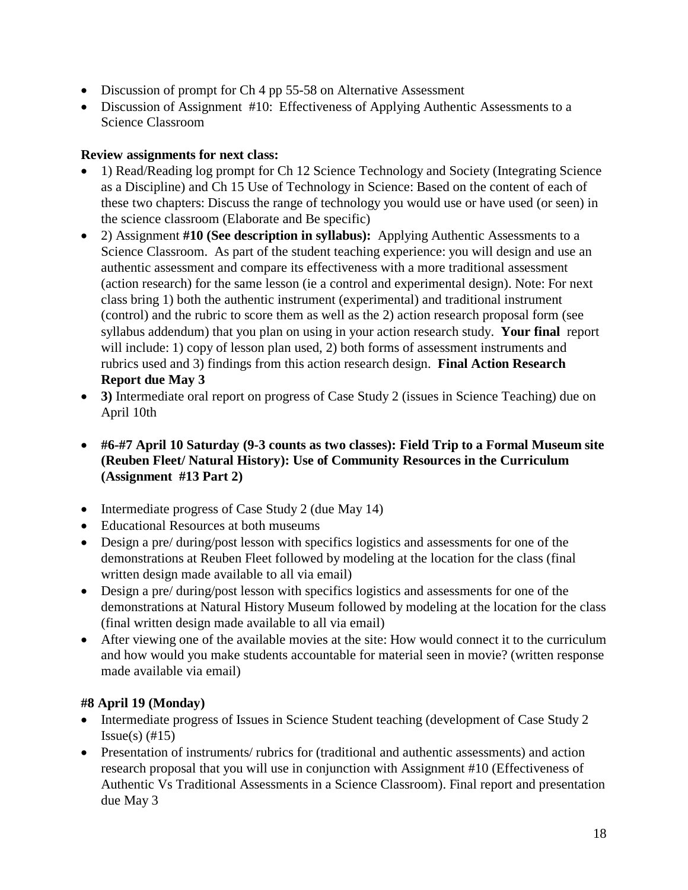- Discussion of prompt for Ch 4 pp 55-58 on Alternative Assessment
- Discussion of Assignment #10: Effectiveness of Applying Authentic Assessments to a Science Classroom

**Review assignments for next class:**

- 1) Read/Reading log prompt for Ch 12 Science Technology and Society (Integrating Science as a Discipline) and Ch 15 Use of Technology in Science: Based on the content of each of these two chapters: Discuss the range of technology you would use or have used (or seen) in the science classroom (Elaborate and Be specific)
- 2) Assignment **#10 (See description in syllabus):** Applying Authentic Assessments to a Science Classroom. As part of the student teaching experience: you will design and use an authentic assessment and compare its effectiveness with a more traditional assessment (action research) for the same lesson (ie a control and experimental design). Note: For next class bring 1) both the authentic instrument (experimental) and traditional instrument (control) and the rubric to score them as well as the 2) action research proposal form (see syllabus addendum) that you plan on using in your action research study. **Your final** report will include: 1) copy of lesson plan used, 2) both forms of assessment instruments and rubrics used and 3) findings from this action research design. **Final Action Research Report due May 3**
- **3)** Intermediate oral report on progress of Case Study 2 (issues in Science Teaching) due on April 10th

- **#6-#7 April 10 Saturday (9-3 counts as two classes): Field Trip to a Formal Museum site (Reuben Fleet/ Natural History): Use of Community Resources in the Curriculum (Assignment #13 Part 2)**

- Intermediate progress of Case Study 2 (due May 14)
- Educational Resources at both museums
- Design a pre/ during/post lesson with specifics logistics and assessments for one of the demonstrations at Reuben Fleet followed by modeling at the location for the class (final written design made available to all via email)
- Design a pre/ during/post lesson with specifics logistics and assessments for one of the demonstrations at Natural History Museum followed by modeling at the location for the class (final written design made available to all via email)
- After viewing one of the available movies at the site: How would connect it to the curriculum and how would you make students accountable for material seen in movie? (written response made available via email)

**#8 April 19 (Monday)**

- Intermediate progress of Issues in Science Student teaching (development of Case Study 2 Issue(s) (#15)
- Presentation of instruments/ rubrics for (traditional and authentic assessments) and action research proposal that you will use in conjunction with Assignment #10 (Effectiveness of Authentic Vs Traditional Assessments in a Science Classroom). Final report and presentation due May 3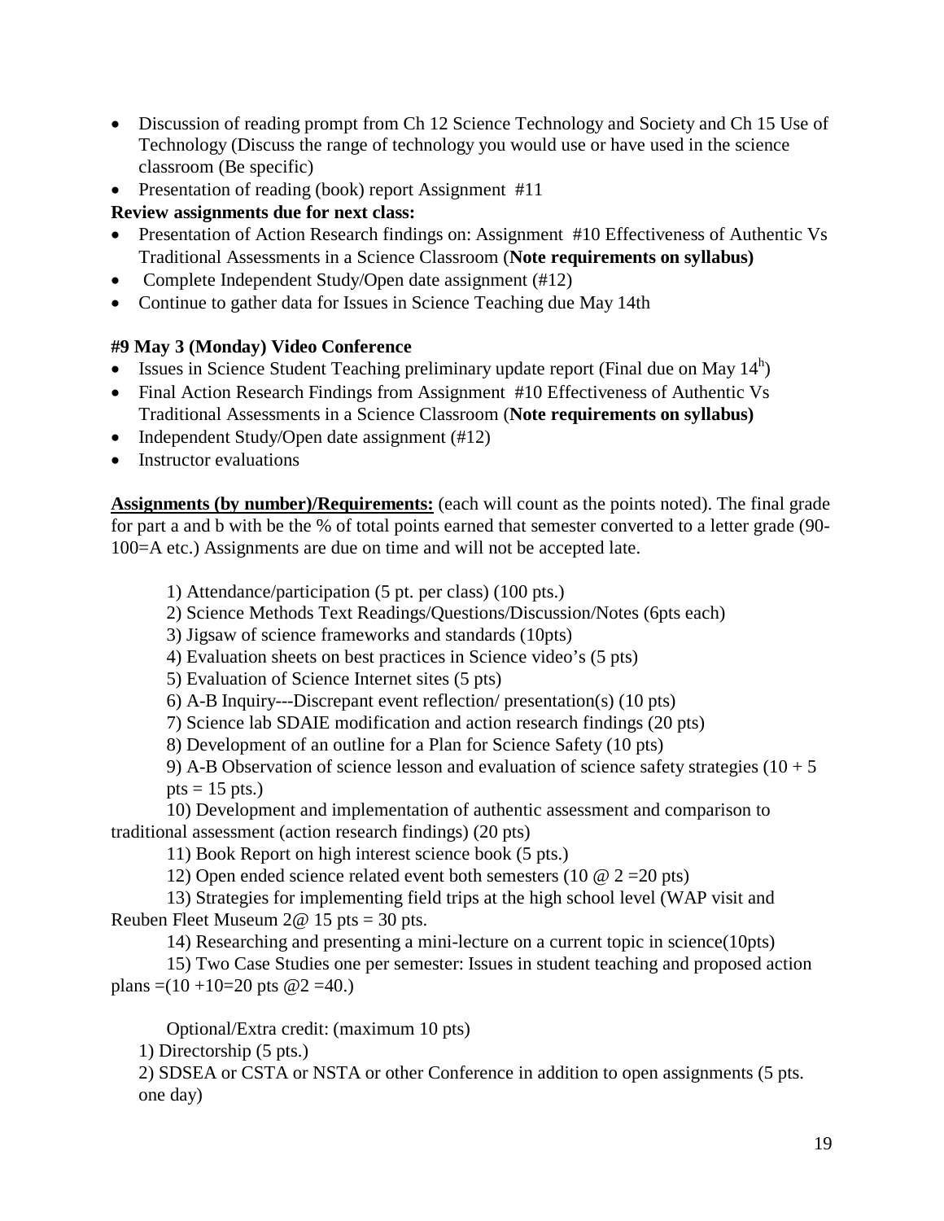- Discussion of reading prompt from Ch 12 Science Technology and Society and Ch 15 Use of Technology (Discuss the range of technology you would use or have used in the science classroom (Be specific)
- Presentation of reading (book) report Assignment #11

**Review assignments due for next class:**

- Presentation of Action Research findings on: Assignment #10 Effectiveness of Authentic Vs Traditional Assessments in a Science Classroom (**Note requirements on syllabus)**
- Complete Independent Study/Open date assignment (#12)
- Continue to gather data for Issues in Science Teaching due May 14th

**#9 May 3 (Monday) Video Conference**

- Issues in Science Student Teaching preliminary update report (Final due on May 14$^{h}$)
- Final Action Research Findings from Assignment #10 Effectiveness of Authentic Vs Traditional Assessments in a Science Classroom (**Note requirements on syllabus)**
- Independent Study/Open date assignment (#12)
- Instructor evaluations

**<u>Assignments (by number)/Requirements:</u>** (each will count as the points noted). The final grade for part a and b with be the % of total points earned that semester converted to a letter grade (90-100=A etc.) Assignments are due on time and will not be accepted late.

1) Attendance/participation (5 pt. per class) (100 pts.)
2) Science Methods Text Readings/Questions/Discussion/Notes (6pts each)
3) Jigsaw of science frameworks and standards (10pts)
4) Evaluation sheets on best practices in Science video's (5 pts)
5) Evaluation of Science Internet sites (5 pts)
6) A-B Inquiry---Discrepant event reflection/ presentation(s) (10 pts)
7) Science lab SDAIE modification and action research findings (20 pts)
8) Development of an outline for a Plan for Science Safety (10 pts)
9) A-B Observation of science lesson and evaluation of science safety strategies (10 + 5 pts = 15 pts.)
10) Development and implementation of authentic assessment and comparison to traditional assessment (action research findings) (20 pts)
11) Book Report on high interest science book (5 pts.)
12) Open ended science related event both semesters (10 @ 2 =20 pts)
13) Strategies for implementing field trips at the high school level (WAP visit and Reuben Fleet Museum 2@ 15 pts = 30 pts.
14) Researching and presenting a mini-lecture on a current topic in science(10pts)
15) Two Case Studies one per semester: Issues in student teaching and proposed action plans =(10 +10=20 pts @2 =40.)

Optional/Extra credit: (maximum 10 pts)

1) Directorship (5 pts.)
2) SDSEA or CSTA or NSTA or other Conference in addition to open assignments (5 pts. one day)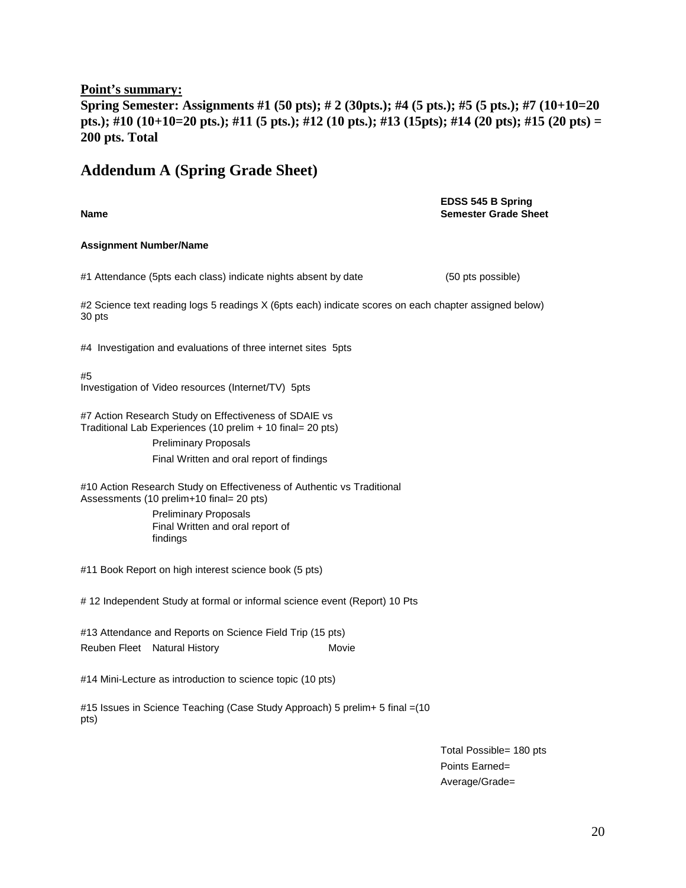**Point's summary:**

**Spring Semester: Assignments #1 (50 pts); # 2 (30pts.); #4 (5 pts.); #5 (5 pts.); #7 (10+10=20 pts.); #10 (10+10=20 pts.); #11 (5 pts.); #12 (10 pts.); #13 (15pts); #14 (20 pts); #15 (20 pts) = 200 pts. Total**

## Addendum A (Spring Grade Sheet)

**Name** **EDSS 545 B Spring Semester Grade Sheet**

**Assignment Number/Name**

#1 Attendance (5pts each class) indicate nights absent by date (50 pts possible)

#2 Science text reading logs 5 readings X (6pts each) indicate scores on each chapter assigned below) 30 pts

#4 Investigation and evaluations of three internet sites 5pts

#5
Investigation of Video resources (Internet/TV) 5pts

#7 Action Research Study on Effectiveness of SDAIE vs Traditional Lab Experiences (10 prelim + 10 final= 20 pts)

Preliminary Proposals

Final Written and oral report of findings

#10 Action Research Study on Effectiveness of Authentic vs Traditional Assessments (10 prelim+10 final= 20 pts)

Preliminary Proposals

Final Written and oral report of findings

#11 Book Report on high interest science book (5 pts)

# 12 Independent Study at formal or informal science event (Report) 10 Pts

#13 Attendance and Reports on Science Field Trip (15 pts)

Reuben Fleet Natural History Movie

#14 Mini-Lecture as introduction to science topic (10 pts)

#15 Issues in Science Teaching (Case Study Approach) 5 prelim+ 5 final =(10 pts)

Total Possible= 180 pts

Points Earned=

Average/Grade=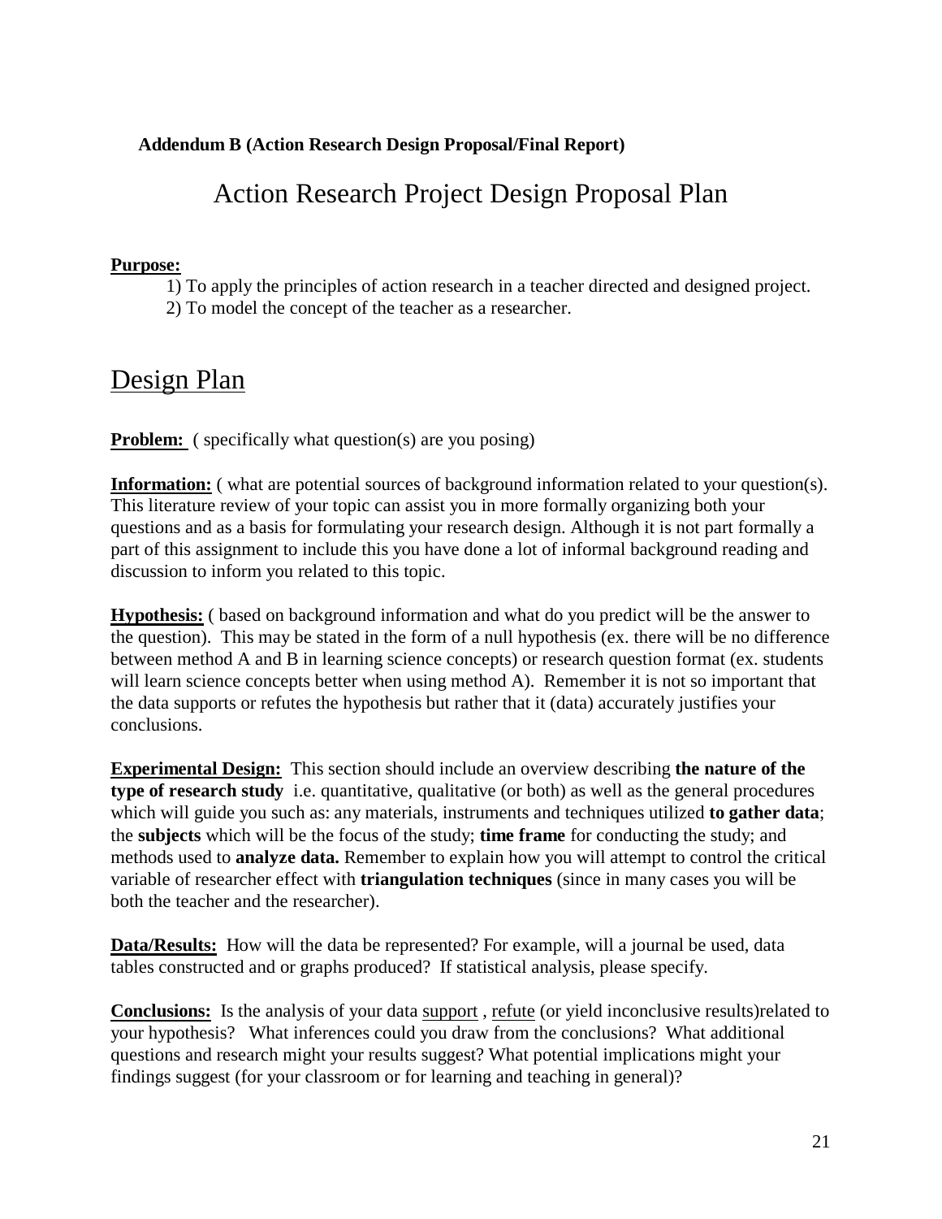**Addendum B (Action Research Design Proposal/Final Report)**

# Action Research Project Design Proposal Plan

**Purpose:**

1) To apply the principles of action research in a teacher directed and designed project.
2) To model the concept of the teacher as a researcher.

## Design Plan

**Problem:** ( specifically what question(s) are you posing)

**Information:** ( what are potential sources of background information related to your question(s). This literature review of your topic can assist you in more formally organizing both your questions and as a basis for formulating your research design. Although it is not part formally a part of this assignment to include this you have done a lot of informal background reading and discussion to inform you related to this topic.

**Hypothesis:** ( based on background information and what do you predict will be the answer to the question). This may be stated in the form of a null hypothesis (ex. there will be no difference between method A and B in learning science concepts) or research question format (ex. students will learn science concepts better when using method A). Remember it is not so important that the data supports or refutes the hypothesis but rather that it (data) accurately justifies your conclusions.

**Experimental Design:** This section should include an overview describing **the nature of the type of research study** i.e. quantitative, qualitative (or both) as well as the general procedures which will guide you such as: any materials, instruments and techniques utilized **to gather data**; the **subjects** which will be the focus of the study; **time frame** for conducting the study; and methods used to **analyze data.** Remember to explain how you will attempt to control the critical variable of researcher effect with **triangulation techniques** (since in many cases you will be both the teacher and the researcher).

**Data/Results:** How will the data be represented? For example, will a journal be used, data tables constructed and or graphs produced? If statistical analysis, please specify.

**Conclusions:** Is the analysis of your data <u>support</u> , <u>refute</u> (or yield inconclusive results)related to your hypothesis? What inferences could you draw from the conclusions? What additional questions and research might your results suggest? What potential implications might your findings suggest (for your classroom or for learning and teaching in general)?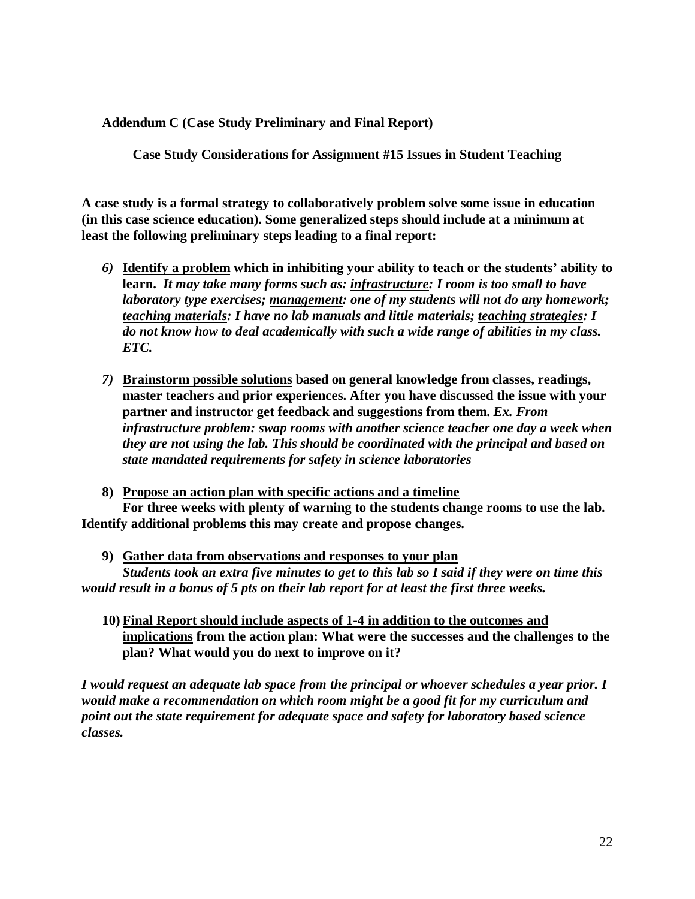**Addendum C (Case Study Preliminary and Final Report)**

**Case Study Considerations for Assignment #15 Issues in Student Teaching**

**A case study is a formal strategy to collaboratively problem solve some issue in education (in this case science education). Some generalized steps should include at a minimum at least the following preliminary steps leading to a final report:**

6) **Identify a problem which in inhibiting your ability to teach or the students' ability to learn.** ***It may take many forms such as: infrastructure: I room is too small to have laboratory type exercises; management: one of my students will not do any homework; teaching materials: I have no lab manuals and little materials; teaching strategies: I do not know how to deal academically with such a wide range of abilities in my class. ETC.***

7) **Brainstorm possible solutions based on general knowledge from classes, readings, master teachers and prior experiences. After you have discussed the issue with your partner and instructor get feedback and suggestions from them.** ***Ex. From infrastructure problem: swap rooms with another science teacher one day a week when they are not using the lab. This should be coordinated with the principal and based on state mandated requirements for safety in science laboratories***

8) **Propose an action plan with specific actions and a timeline**
**For three weeks with plenty of warning to the students change rooms to use the lab. Identify additional problems this may create and propose changes.**

9) **Gather data from observations and responses to your plan**
***Students took an extra five minutes to get to this lab so I said if they were on time this would result in a bonus of 5 pts on their lab report for at least the first three weeks.***

10) **Final Report should include aspects of 1-4 in addition to the outcomes and implications from the action plan: What were the successes and the challenges to the plan? What would you do next to improve on it?**

***I would request an adequate lab space from the principal or whoever schedules a year prior. I would make a recommendation on which room might be a good fit for my curriculum and point out the state requirement for adequate space and safety for laboratory based science classes.***